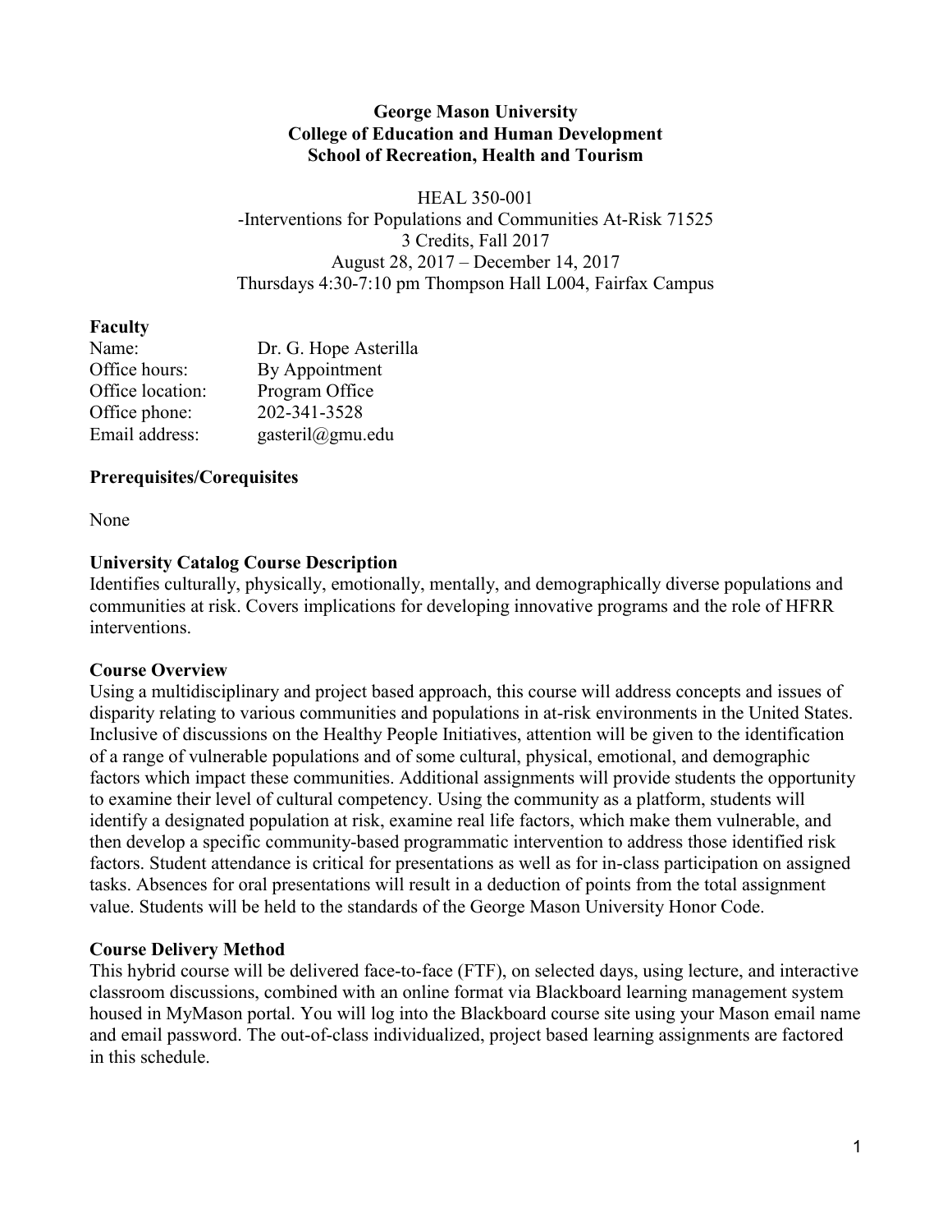**George Mason University**
**College of Education and Human Development**
**School of Recreation, Health and Tourism**

HEAL 350-001
-Interventions for Populations and Communities At-Risk 71525
3 Credits, Fall 2017
August 28, 2017 – December 14, 2017
Thursdays 4:30-7:10 pm Thompson Hall L004, Fairfax Campus

## Faculty

| | |
|---|---|
| Name: | Dr. G. Hope Asterilla |
| Office hours: | By Appointment |
| Office location: | Program Office |
| Office phone: | 202-341-3528 |
| Email address: | gasteril@gmu.edu |

## Prerequisites/Corequisites

None

## University Catalog Course Description

Identifies culturally, physically, emotionally, mentally, and demographically diverse populations and communities at risk. Covers implications for developing innovative programs and the role of HFRR interventions.

## Course Overview

Using a multidisciplinary and project based approach, this course will address concepts and issues of disparity relating to various communities and populations in at-risk environments in the United States. Inclusive of discussions on the Healthy People Initiatives, attention will be given to the identification of a range of vulnerable populations and of some cultural, physical, emotional, and demographic factors which impact these communities. Additional assignments will provide students the opportunity to examine their level of cultural competency. Using the community as a platform, students will identify a designated population at risk, examine real life factors, which make them vulnerable, and then develop a specific community-based programmatic intervention to address those identified risk factors. Student attendance is critical for presentations as well as for in-class participation on assigned tasks. Absences for oral presentations will result in a deduction of points from the total assignment value. Students will be held to the standards of the George Mason University Honor Code.

## Course Delivery Method

This hybrid course will be delivered face-to-face (FTF), on selected days, using lecture, and interactive classroom discussions, combined with an online format via Blackboard learning management system housed in MyMason portal. You will log into the Blackboard course site using your Mason email name and email password. The out-of-class individualized, project based learning assignments are factored in this schedule.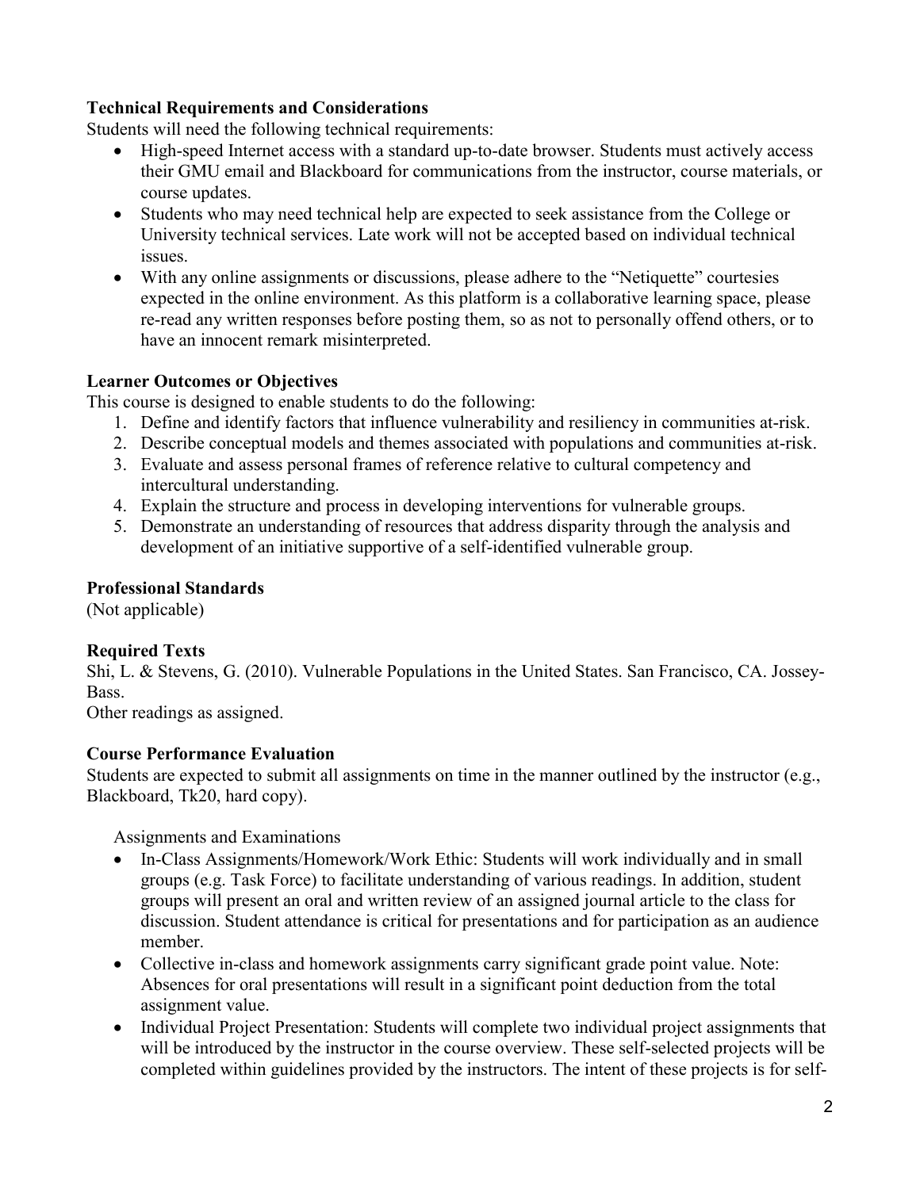**Technical Requirements and Considerations**

Students will need the following technical requirements:

- High-speed Internet access with a standard up-to-date browser. Students must actively access their GMU email and Blackboard for communications from the instructor, course materials, or course updates.
- Students who may need technical help are expected to seek assistance from the College or University technical services. Late work will not be accepted based on individual technical issues.
- With any online assignments or discussions, please adhere to the "Netiquette" courtesies expected in the online environment. As this platform is a collaborative learning space, please re-read any written responses before posting them, so as not to personally offend others, or to have an innocent remark misinterpreted.

**Learner Outcomes or Objectives**

This course is designed to enable students to do the following:

1. Define and identify factors that influence vulnerability and resiliency in communities at-risk.
2. Describe conceptual models and themes associated with populations and communities at-risk.
3. Evaluate and assess personal frames of reference relative to cultural competency and intercultural understanding.
4. Explain the structure and process in developing interventions for vulnerable groups.
5. Demonstrate an understanding of resources that address disparity through the analysis and development of an initiative supportive of a self-identified vulnerable group.

**Professional Standards**

(Not applicable)

**Required Texts**

Shi, L. & Stevens, G. (2010). Vulnerable Populations in the United States. San Francisco, CA. Jossey-Bass.
Other readings as assigned.

**Course Performance Evaluation**

Students are expected to submit all assignments on time in the manner outlined by the instructor (e.g., Blackboard, Tk20, hard copy).

Assignments and Examinations

- In-Class Assignments/Homework/Work Ethic: Students will work individually and in small groups (e.g. Task Force) to facilitate understanding of various readings. In addition, student groups will present an oral and written review of an assigned journal article to the class for discussion. Student attendance is critical for presentations and for participation as an audience member.
- Collective in-class and homework assignments carry significant grade point value. Note: Absences for oral presentations will result in a significant point deduction from the total assignment value.
- Individual Project Presentation: Students will complete two individual project assignments that will be introduced by the instructor in the course overview. These self-selected projects will be completed within guidelines provided by the instructors. The intent of these projects is for self-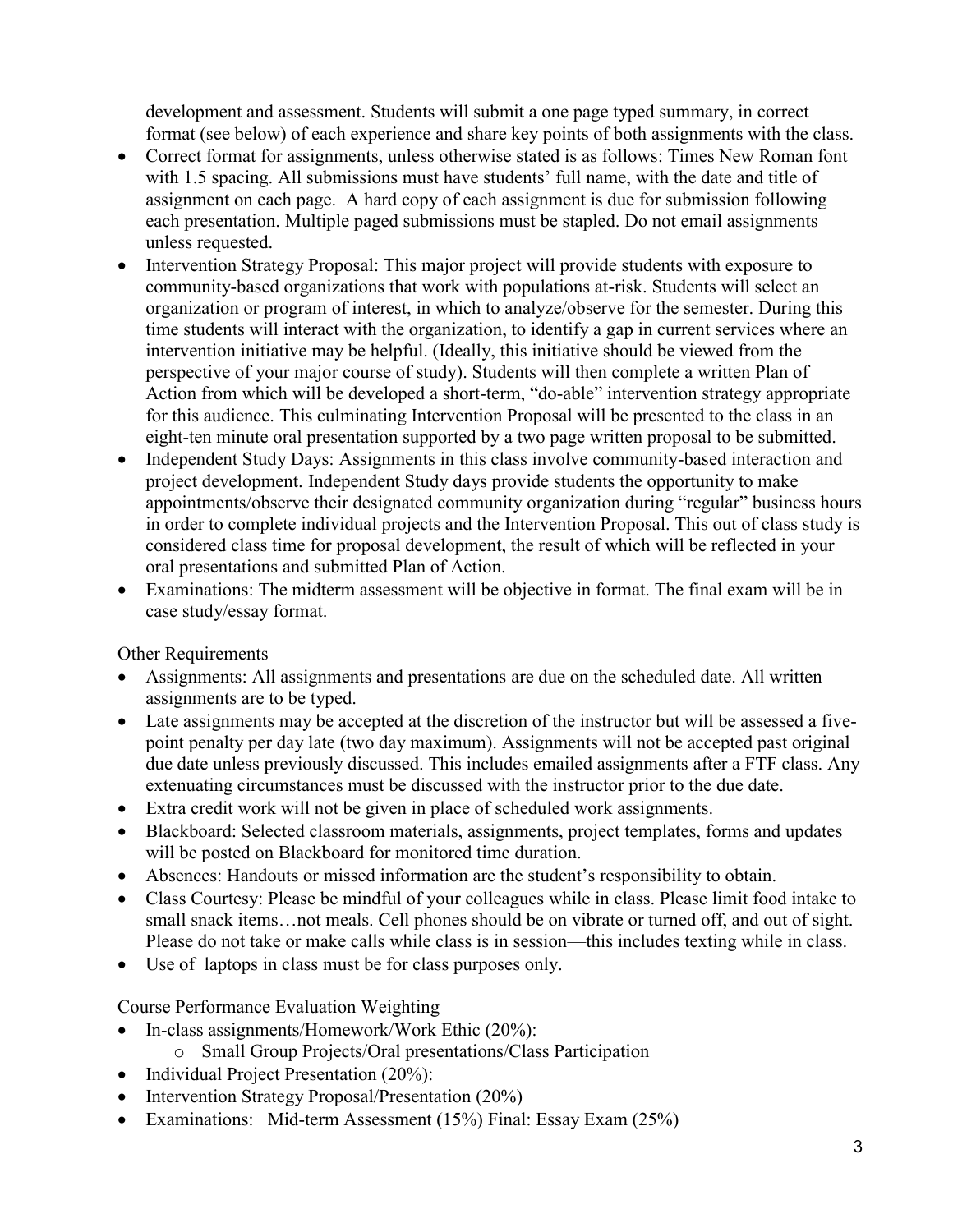development and assessment. Students will submit a one page typed summary, in correct format (see below) of each experience and share key points of both assignments with the class.

- Correct format for assignments, unless otherwise stated is as follows: Times New Roman font with 1.5 spacing. All submissions must have students' full name, with the date and title of assignment on each page. A hard copy of each assignment is due for submission following each presentation. Multiple paged submissions must be stapled. Do not email assignments unless requested.
- Intervention Strategy Proposal: This major project will provide students with exposure to community-based organizations that work with populations at-risk. Students will select an organization or program of interest, in which to analyze/observe for the semester. During this time students will interact with the organization, to identify a gap in current services where an intervention initiative may be helpful. (Ideally, this initiative should be viewed from the perspective of your major course of study). Students will then complete a written Plan of Action from which will be developed a short-term, "do-able" intervention strategy appropriate for this audience. This culminating Intervention Proposal will be presented to the class in an eight-ten minute oral presentation supported by a two page written proposal to be submitted.
- Independent Study Days: Assignments in this class involve community-based interaction and project development. Independent Study days provide students the opportunity to make appointments/observe their designated community organization during "regular" business hours in order to complete individual projects and the Intervention Proposal. This out of class study is considered class time for proposal development, the result of which will be reflected in your oral presentations and submitted Plan of Action.
- Examinations: The midterm assessment will be objective in format. The final exam will be in case study/essay format.

Other Requirements

- Assignments: All assignments and presentations are due on the scheduled date. All written assignments are to be typed.
- Late assignments may be accepted at the discretion of the instructor but will be assessed a five-point penalty per day late (two day maximum). Assignments will not be accepted past original due date unless previously discussed. This includes emailed assignments after a FTF class. Any extenuating circumstances must be discussed with the instructor prior to the due date.
- Extra credit work will not be given in place of scheduled work assignments.
- Blackboard: Selected classroom materials, assignments, project templates, forms and updates will be posted on Blackboard for monitored time duration.
- Absences: Handouts or missed information are the student's responsibility to obtain.
- Class Courtesy: Please be mindful of your colleagues while in class. Please limit food intake to small snack items…not meals. Cell phones should be on vibrate or turned off, and out of sight. Please do not take or make calls while class is in session—this includes texting while in class.
- Use of laptops in class must be for class purposes only.

Course Performance Evaluation Weighting

- In-class assignments/Homework/Work Ethic (20%):
    - Small Group Projects/Oral presentations/Class Participation
- Individual Project Presentation (20%):
- Intervention Strategy Proposal/Presentation (20%)
- Examinations: Mid-term Assessment (15%) Final: Essay Exam (25%)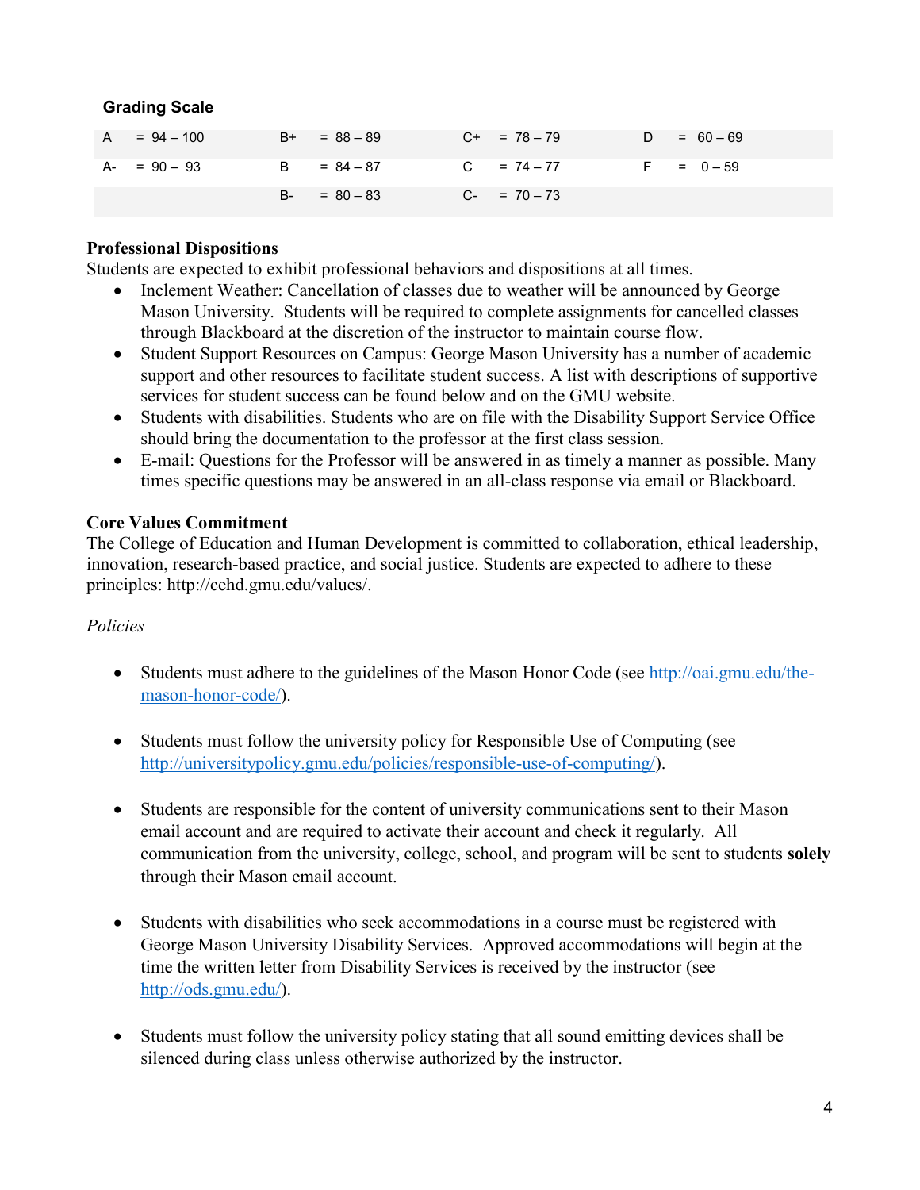**Grading Scale**

| | | | |
|---|---|---|---|
| A = 94 – 100 | B+ = 88 – 89 | C+ = 78 – 79 | D = 60 – 69 |
| A- = 90 – 93 | B = 84 – 87 | C = 74 – 77 | F = 0 – 59 |
| | B- = 80 – 83 | C- = 70 – 73 | |

**Professional Dispositions**

Students are expected to exhibit professional behaviors and dispositions at all times.

- Inclement Weather: Cancellation of classes due to weather will be announced by George Mason University. Students will be required to complete assignments for cancelled classes through Blackboard at the discretion of the instructor to maintain course flow.
- Student Support Resources on Campus: George Mason University has a number of academic support and other resources to facilitate student success. A list with descriptions of supportive services for student success can be found below and on the GMU website.
- Students with disabilities. Students who are on file with the Disability Support Service Office should bring the documentation to the professor at the first class session.
- E-mail: Questions for the Professor will be answered in as timely a manner as possible. Many times specific questions may be answered in an all-class response via email or Blackboard.

**Core Values Commitment**

The College of Education and Human Development is committed to collaboration, ethical leadership, innovation, research-based practice, and social justice. Students are expected to adhere to these principles: http://cehd.gmu.edu/values/.

*Policies*

- Students must adhere to the guidelines of the Mason Honor Code (see http://oai.gmu.edu/the-mason-honor-code/).
- Students must follow the university policy for Responsible Use of Computing (see http://universitypolicy.gmu.edu/policies/responsible-use-of-computing/).
- Students are responsible for the content of university communications sent to their Mason email account and are required to activate their account and check it regularly. All communication from the university, college, school, and program will be sent to students **solely** through their Mason email account.
- Students with disabilities who seek accommodations in a course must be registered with George Mason University Disability Services. Approved accommodations will begin at the time the written letter from Disability Services is received by the instructor (see http://ods.gmu.edu/).
- Students must follow the university policy stating that all sound emitting devices shall be silenced during class unless otherwise authorized by the instructor.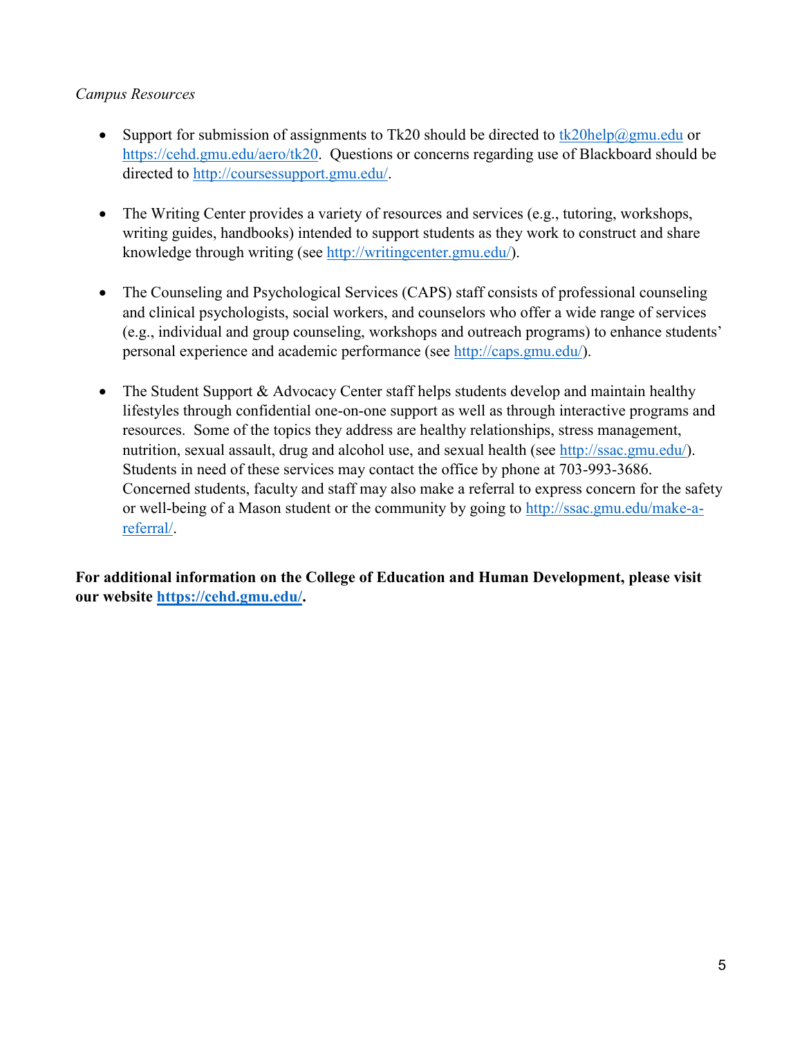*Campus Resources*

- Support for submission of assignments to Tk20 should be directed to tk20help@gmu.edu or https://cehd.gmu.edu/aero/tk20. Questions or concerns regarding use of Blackboard should be directed to http://coursessupport.gmu.edu/.

- The Writing Center provides a variety of resources and services (e.g., tutoring, workshops, writing guides, handbooks) intended to support students as they work to construct and share knowledge through writing (see http://writingcenter.gmu.edu/).

- The Counseling and Psychological Services (CAPS) staff consists of professional counseling and clinical psychologists, social workers, and counselors who offer a wide range of services (e.g., individual and group counseling, workshops and outreach programs) to enhance students' personal experience and academic performance (see http://caps.gmu.edu/).

- The Student Support & Advocacy Center staff helps students develop and maintain healthy lifestyles through confidential one-on-one support as well as through interactive programs and resources. Some of the topics they address are healthy relationships, stress management, nutrition, sexual assault, drug and alcohol use, and sexual health (see http://ssac.gmu.edu/). Students in need of these services may contact the office by phone at 703-993-3686. Concerned students, faculty and staff may also make a referral to express concern for the safety or well-being of a Mason student or the community by going to http://ssac.gmu.edu/make-a-referral/.

**For additional information on the College of Education and Human Development, please visit our website https://cehd.gmu.edu/.**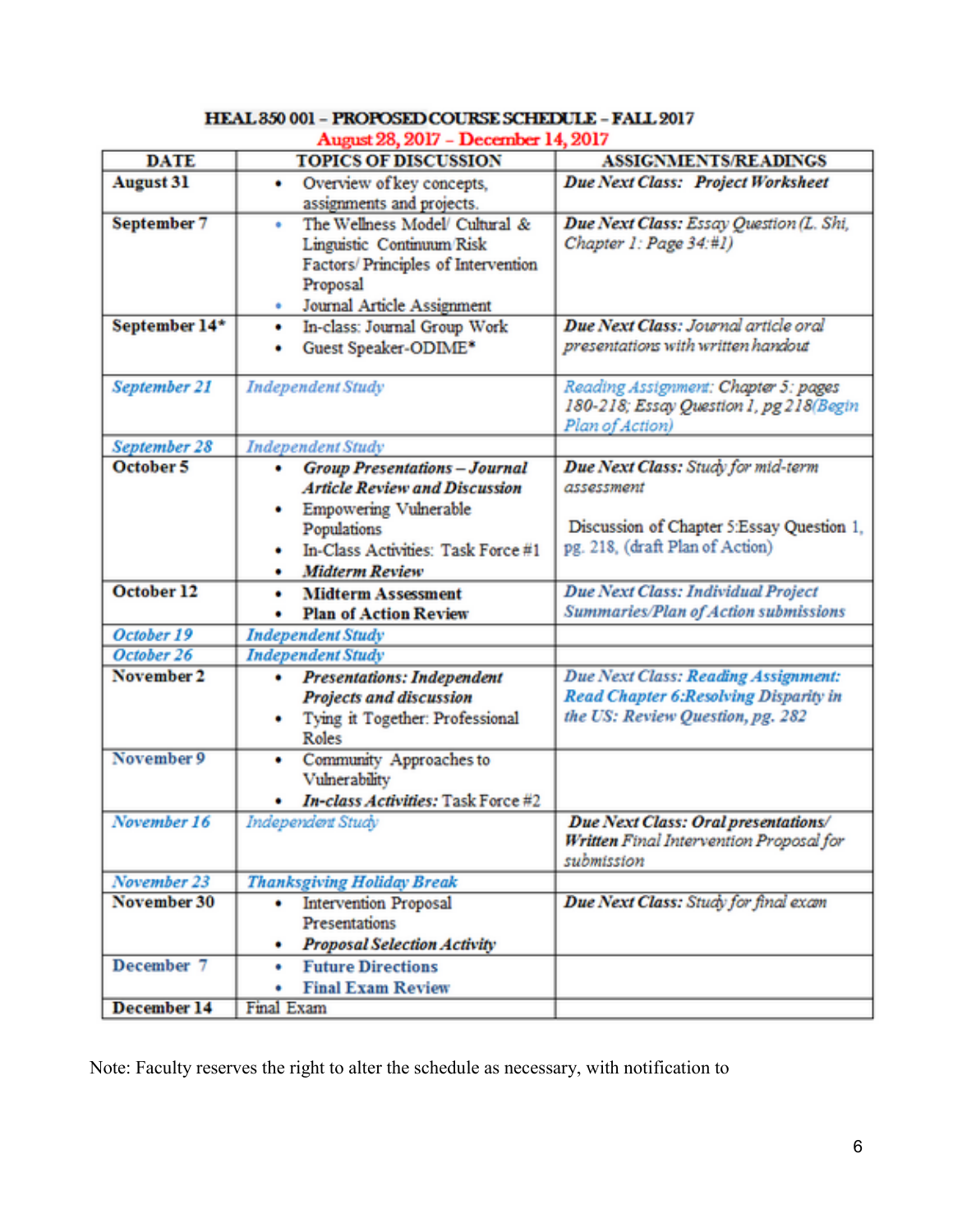**HEAL 850 001 – PROPOSED COURSE SCHEDULE – FALL 2017**

**August 28, 2017 – December 14, 2017**

| DATE | TOPICS OF DISCUSSION | ASSIGNMENTS/READINGS |
|---|---|---|
| **August 31** | • Overview of key concepts, assignments and projects. | ***Due Next Class: Project Worksheet*** |
| **September 7** | • The Wellness Model/ Cultural & Linguistic Continuum Risk Factors/ Principles of Intervention Proposal<br>• Journal Article Assignment | ***Due Next Class:*** *Essay Question (L. Shi, Chapter 1: Page 34:#1)* |
| **September 14*** | • In-class: Journal Group Work<br>• Guest Speaker-ODIME* | ***Due Next Class:*** *Journal article oral presentations with written handout* |
| ***September 21*** | *Independent Study* | *Reading Assignment: Chapter 5: pages 180-218; Essay Question 1, pg 218(Begin Plan of Action)* |
| ***September 28*** | *Independent Study* | |
| **October 5** | • ***Group Presentations – Journal Article Review and Discussion***<br>• Empowering Vulnerable Populations<br>• In-Class Activities: Task Force #1<br>• ***Midterm Review*** | ***Due Next Class:*** *Study for mid-term assessment*<br><br>Discussion of Chapter 5:Essay Question 1, pg. 218, (draft Plan of Action) |
| **October 12** | • **Midterm Assessment**<br>• **Plan of Action Review** | ***Due Next Class: Individual Project Summaries/Plan of Action submissions*** |
| ***October 19*** | ***Independent Study*** | |
| ***October 26*** | ***Independent Study*** | |
| **November 2** | • ***Presentations: Independent Projects and discussion***<br>• Tying it Together: Professional Roles | ***Due Next Class: Reading Assignment: Read Chapter 6:Resolving Disparity in the US: Review Question, pg. 282*** |
| **November 9** | • Community Approaches to Vulnerability<br>• ***In-class Activities:*** Task Force #2 | |
| ***November 16*** | *Independent Study* | ***Due Next Class: Oral presentations/ Written*** *Final Intervention Proposal for submission* |
| ***November 23*** | ***Thanksgiving Holiday Break*** | |
| **November 30** | • Intervention Proposal Presentations<br>• ***Proposal Selection Activity*** | ***Due Next Class:*** *Study for final exam* |
| **December 7** | • **Future Directions**<br>• **Final Exam Review** | |
| **December 14** | Final Exam | |

Note: Faculty reserves the right to alter the schedule as necessary, with notification to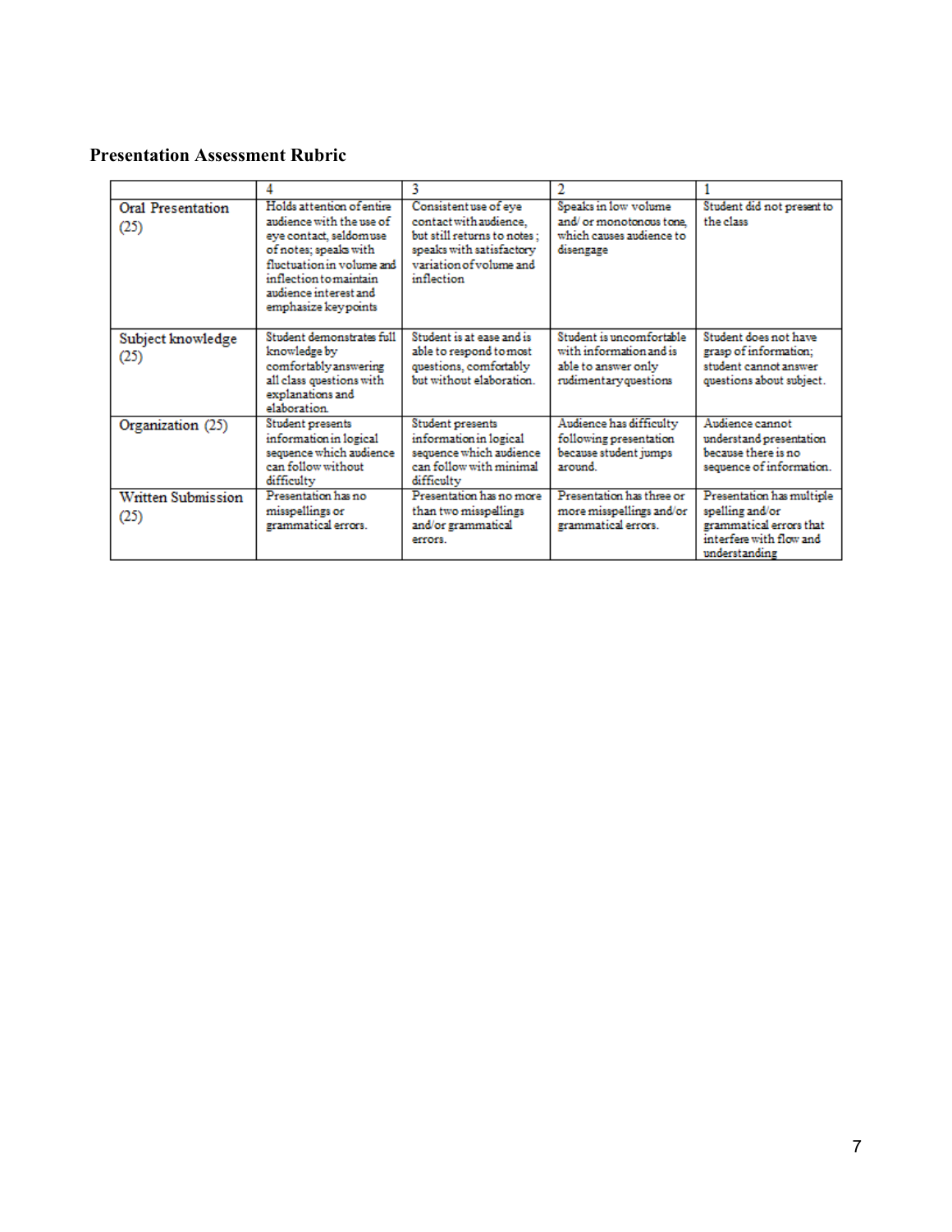**Presentation Assessment Rubric**

| | 4 | 3 | 2 | 1 |
|---|---|---|---|---|
| Oral Presentation (25) | Holds attention of entire audience with the use of eye contact, seldom use of notes; speaks with fluctuation in volume and inflection to maintain audience interest and emphasize key points | Consistent use of eye contact with audience, but still returns to notes ; speaks with satisfactory variation of volume and inflection | Speaks in low volume and/ or monotonous tone, which causes audience to disengage | Student did not present to the class |
| Subject knowledge (25) | Student demonstrates full knowledge by comfortably answering all class questions with explanations and elaboration. | Student is at ease and is able to respond to most questions, comfortably but without elaboration. | Student is uncomfortable with information and is able to answer only rudimentary questions | Student does not have grasp of information; student cannot answer questions about subject. |
| Organization (25) | Student presents information in logical sequence which audience can follow without difficulty | Student presents information in logical sequence which audience can follow with minimal difficulty | Audience has difficulty following presentation because student jumps around. | Audience cannot understand presentation because there is no sequence of information. |
| Written Submission (25) | Presentation has no misspellings or grammatical errors. | Presentation has no more than two misspellings and/or grammatical errors. | Presentation has three or more misspellings and/or grammatical errors. | Presentation has multiple spelling and/or grammatical errors that interfere with flow and understanding |